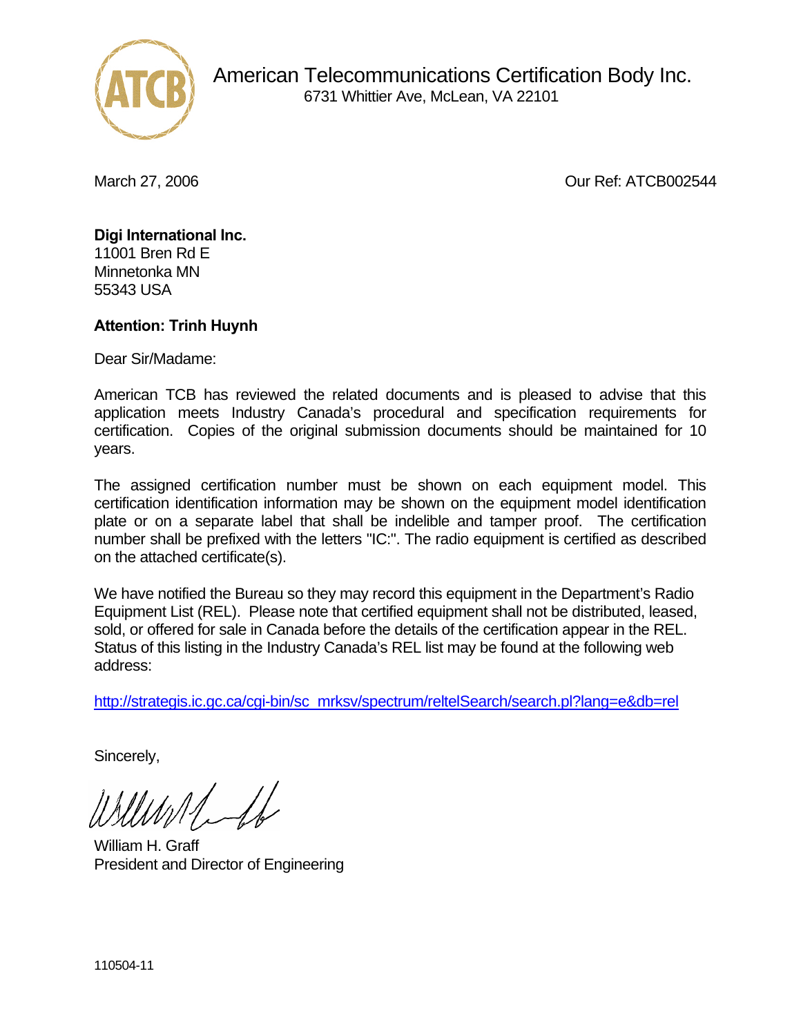American Telecommunications Certification Body Inc.
6731 Whittier Ave, McLean, VA 22101

March 27, 2006

Our Ref: ATCB002544

**Digi International Inc.**
11001 Bren Rd E
Minnetonka MN
55343 USA

**Attention: Trinh Huynh**

Dear Sir/Madame:

American TCB has reviewed the related documents and is pleased to advise that this application meets Industry Canada's procedural and specification requirements for certification. Copies of the original submission documents should be maintained for 10 years.

The assigned certification number must be shown on each equipment model. This certification identification information may be shown on the equipment model identification plate or on a separate label that shall be indelible and tamper proof. The certification number shall be prefixed with the letters "IC:". The radio equipment is certified as described on the attached certificate(s).

We have notified the Bureau so they may record this equipment in the Department's Radio Equipment List (REL). Please note that certified equipment shall not be distributed, leased, sold, or offered for sale in Canada before the details of the certification appear in the REL. Status of this listing in the Industry Canada's REL list may be found at the following web address:

http://strategis.ic.gc.ca/cgi-bin/sc_mrksv/spectrum/reltelSearch/search.pl?lang=e&db=rel

Sincerely,

William H. Graff
President and Director of Engineering

110504-11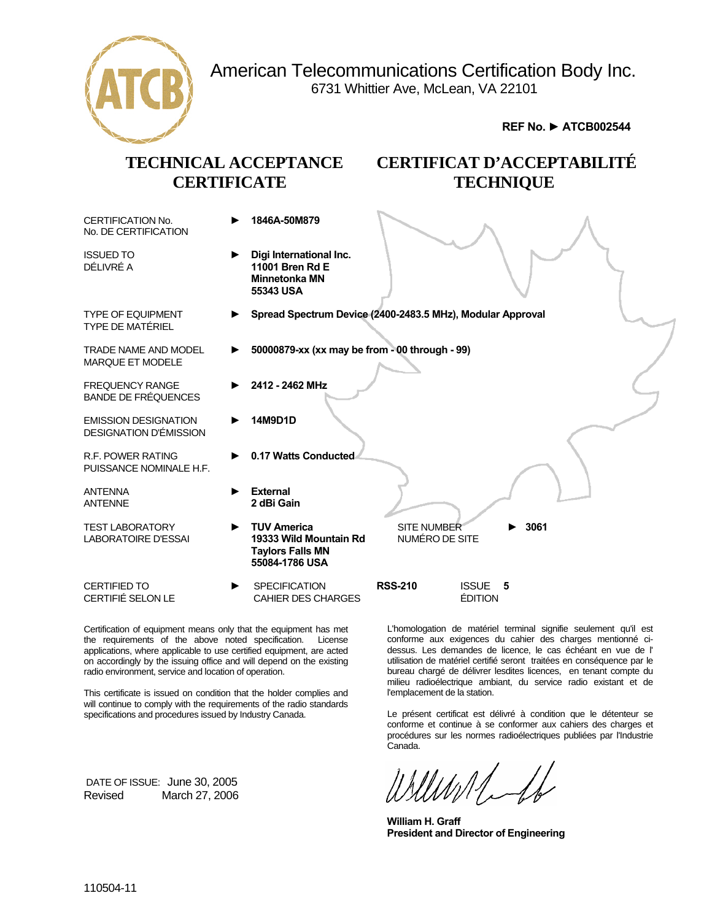American Telecommunications Certification Body Inc.
6731 Whittier Ave, McLean, VA 22101

**REF No. ► ATCB002544**

# TECHNICAL ACCEPTANCE CERTIFICATE

# CERTIFICAT D'ACCEPTABILITÉ TECHNIQUE

| | | |
|---|---|---|
| CERTIFICATION No.<br>No. DE CERTIFICATION | ► | **1846A-50M879** |
| ISSUED TO<br>DÉLIVRÉ A | ► | **Digi International Inc.<br>11001 Bren Rd E<br>Minnetonka MN<br>55343 USA** |
| TYPE OF EQUIPMENT<br>TYPE DE MATÉRIEL | ► | **Spread Spectrum Device (2400-2483.5 MHz), Modular Approval** |
| TRADE NAME AND MODEL<br>MARQUE ET MODELE | ► | **50000879-xx (xx may be from - 00 through - 99)** |
| FREQUENCY RANGE<br>BANDE DE FRÉQUENCES | ► | **2412 - 2462 MHz** |
| EMISSION DESIGNATION<br>DESIGNATION D'ÉMISSION | ► | **14M9D1D** |
| R.F. POWER RATING<br>PUISSANCE NOMINALE H.F. | ► | **0.17 Watts Conducted** |
| ANTENNA<br>ANTENNE | ► | **External<br>2 dBi Gain** |
| TEST LABORATORY<br>LABORATOIRE D'ESSAI | ► | **TUV America<br>19333 Wild Mountain Rd<br>Taylors Falls MN<br>55084-1786 USA** |
| SITE NUMBER<br>NUMÉRO DE SITE | ► | **3061** |
| CERTIFIED TO<br>CERTIFIÉ SELON LE | ► | SPECIFICATION / CAHIER DES CHARGES **RSS-210** ISSUE / ÉDITION **5** |

Certification of equipment means only that the equipment has met the requirements of the above noted specification. License applications, where applicable to use certified equipment, are acted on accordingly by the issuing office and will depend on the existing radio environment, service and location of operation.

This certificate is issued on condition that the holder complies and will continue to comply with the requirements of the radio standards specifications and procedures issued by Industry Canada.

L'homologation de matériel terminal signifie seulement qu'il est conforme aux exigences du cahier des charges mentionné ci-dessus. Les demandes de licence, le cas échéant en vue de l' utilisation de matériel certifié seront traitées en conséquence par le bureau chargé de délivrer lesdites licences, en tenant compte du milieu radioélectrique ambiant, du service radio existant et de l'emplacement de la station.

Le présent certificat est délivré à condition que le détenteur se conforme et continue à se conformer aux cahiers des charges et procédures sur les normes radioélectriques publiées par l'Industrie Canada.

DATE OF ISSUE: June 30, 2005
Revised March 27, 2006

**William H. Graff**
**President and Director of Engineering**

110504-11